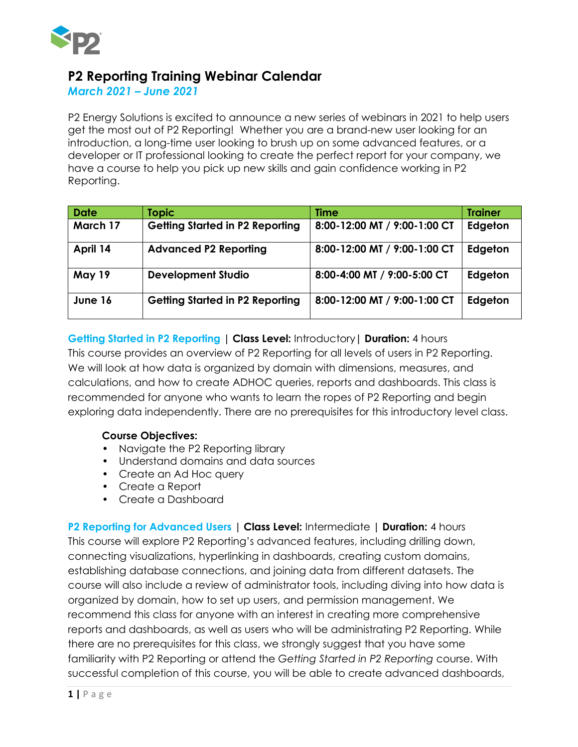# P2 Reporting Training Webinar Calendar

*March 2021 – June 2021*

P2 Energy Solutions is excited to announce a new series of webinars in 2021 to help users get the most out of P2 Reporting! Whether you are a brand-new user looking for an introduction, a long-time user looking to brush up on some advanced features, or a developer or IT professional looking to create the perfect report for your company, we have a course to help you pick up new skills and gain confidence working in P2 Reporting.

| Date | Topic | Time | Trainer |
| --- | --- | --- | --- |
| March 17 | Getting Started in P2 Reporting | 8:00-12:00 MT / 9:00-1:00 CT | Edgeton |
| April 14 | Advanced P2 Reporting | 8:00-12:00 MT / 9:00-1:00 CT | Edgeton |
| May 19 | Development Studio | 8:00-4:00 MT / 9:00-5:00 CT | Edgeton |
| June 16 | Getting Started in P2 Reporting | 8:00-12:00 MT / 9:00-1:00 CT | Edgeton |

**Getting Started in P2 Reporting** | **Class Level:** Introductory | **Duration:** 4 hours

This course provides an overview of P2 Reporting for all levels of users in P2 Reporting. We will look at how data is organized by domain with dimensions, measures, and calculations, and how to create ADHOC queries, reports and dashboards. This class is recommended for anyone who wants to learn the ropes of P2 Reporting and begin exploring data independently. There are no prerequisites for this introductory level class.

**Course Objectives:**

- Navigate the P2 Reporting library
- Understand domains and data sources
- Create an Ad Hoc query
- Create a Report
- Create a Dashboard

**P2 Reporting for Advanced Users** | **Class Level:** Intermediate | **Duration:** 4 hours

This course will explore P2 Reporting's advanced features, including drilling down, connecting visualizations, hyperlinking in dashboards, creating custom domains, establishing database connections, and joining data from different datasets. The course will also include a review of administrator tools, including diving into how data is organized by domain, how to set up users, and permission management. We recommend this class for anyone with an interest in creating more comprehensive reports and dashboards, as well as users who will be administrating P2 Reporting. While there are no prerequisites for this class, we strongly suggest that you have some familiarity with P2 Reporting or attend the *Getting Started in P2 Reporting* course. With successful completion of this course, you will be able to create advanced dashboards,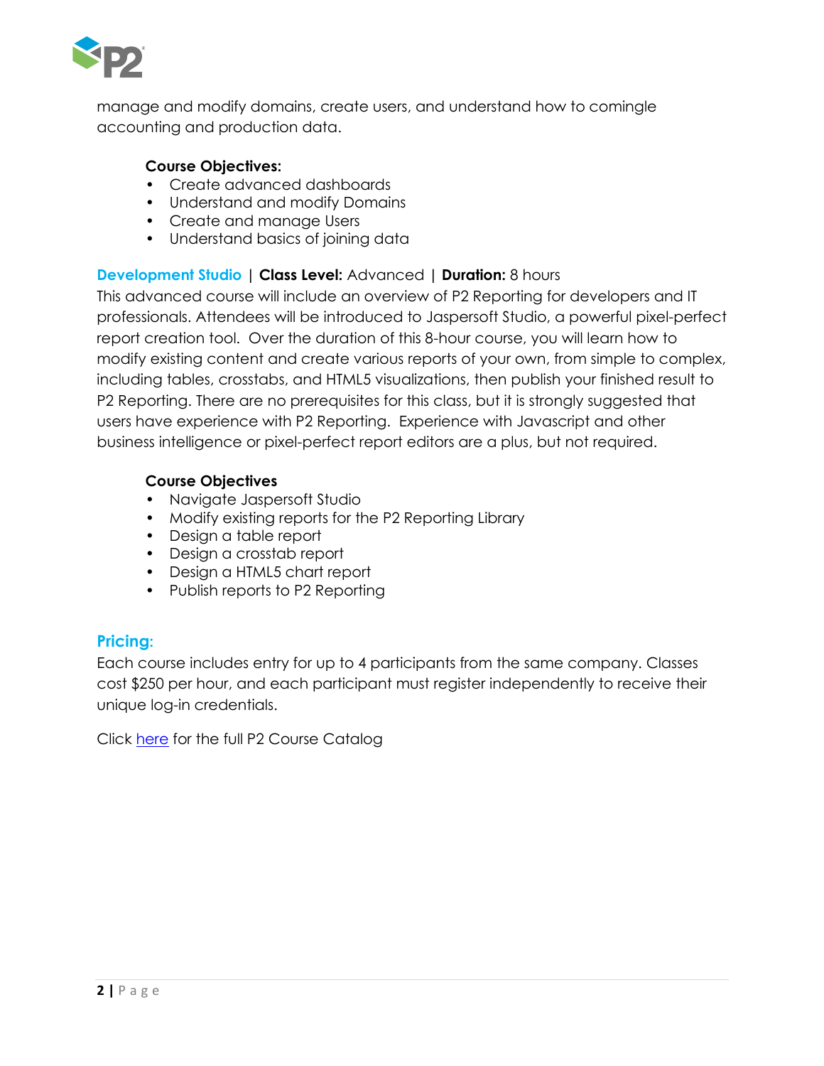manage and modify domains, create users, and understand how to comingle accounting and production data.

**Course Objectives:**

- Create advanced dashboards
- Understand and modify Domains
- Create and manage Users
- Understand basics of joining data

**Development Studio** | **Class Level:** Advanced | **Duration:** 8 hours

This advanced course will include an overview of P2 Reporting for developers and IT professionals. Attendees will be introduced to Jaspersoft Studio, a powerful pixel-perfect report creation tool. Over the duration of this 8-hour course, you will learn how to modify existing content and create various reports of your own, from simple to complex, including tables, crosstabs, and HTML5 visualizations, then publish your finished result to P2 Reporting. There are no prerequisites for this class, but it is strongly suggested that users have experience with P2 Reporting. Experience with Javascript and other business intelligence or pixel-perfect report editors are a plus, but not required.

**Course Objectives**

- Navigate Jaspersoft Studio
- Modify existing reports for the P2 Reporting Library
- Design a table report
- Design a crosstab report
- Design a HTML5 chart report
- Publish reports to P2 Reporting

## Pricing:

Each course includes entry for up to 4 participants from the same company. Classes cost $250 per hour, and each participant must register independently to receive their unique log-in credentials.

Click here for the full P2 Course Catalog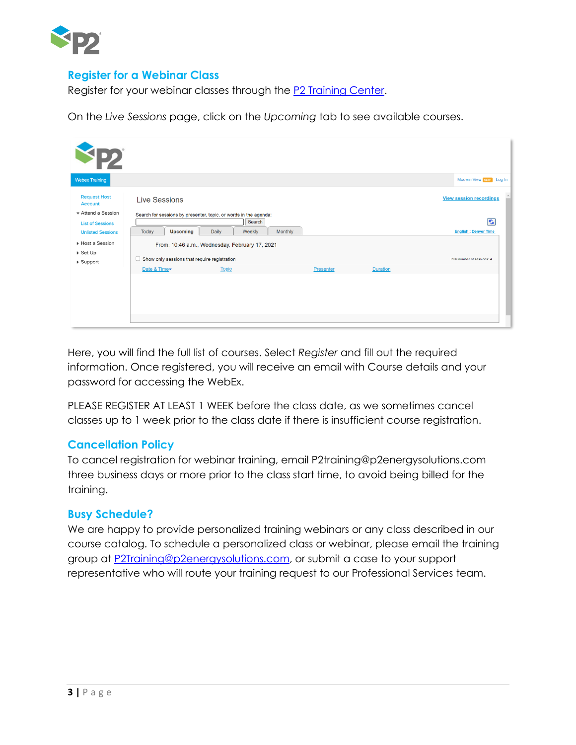## Register for a Webinar Class

Register for your webinar classes through the [P2 Training Center](#).

On the *Live Sessions* page, click on the *Upcoming* tab to see available courses.

Here, you will find the full list of courses. Select *Register* and fill out the required information. Once registered, you will receive an email with Course details and your password for accessing the WebEx.

PLEASE REGISTER AT LEAST 1 WEEK before the class date, as we sometimes cancel classes up to 1 week prior to the class date if there is insufficient course registration.

## Cancellation Policy

To cancel registration for webinar training, email P2training@p2energysolutions.com three business days or more prior to the class start time, to avoid being billed for the training.

## Busy Schedule?

We are happy to provide personalized training webinars or any class described in our course catalog. To schedule a personalized class or webinar, please email the training group at [P2Training@p2energysolutions.com](mailto:P2Training@p2energysolutions.com), or submit a case to your support representative who will route your training request to our Professional Services team.